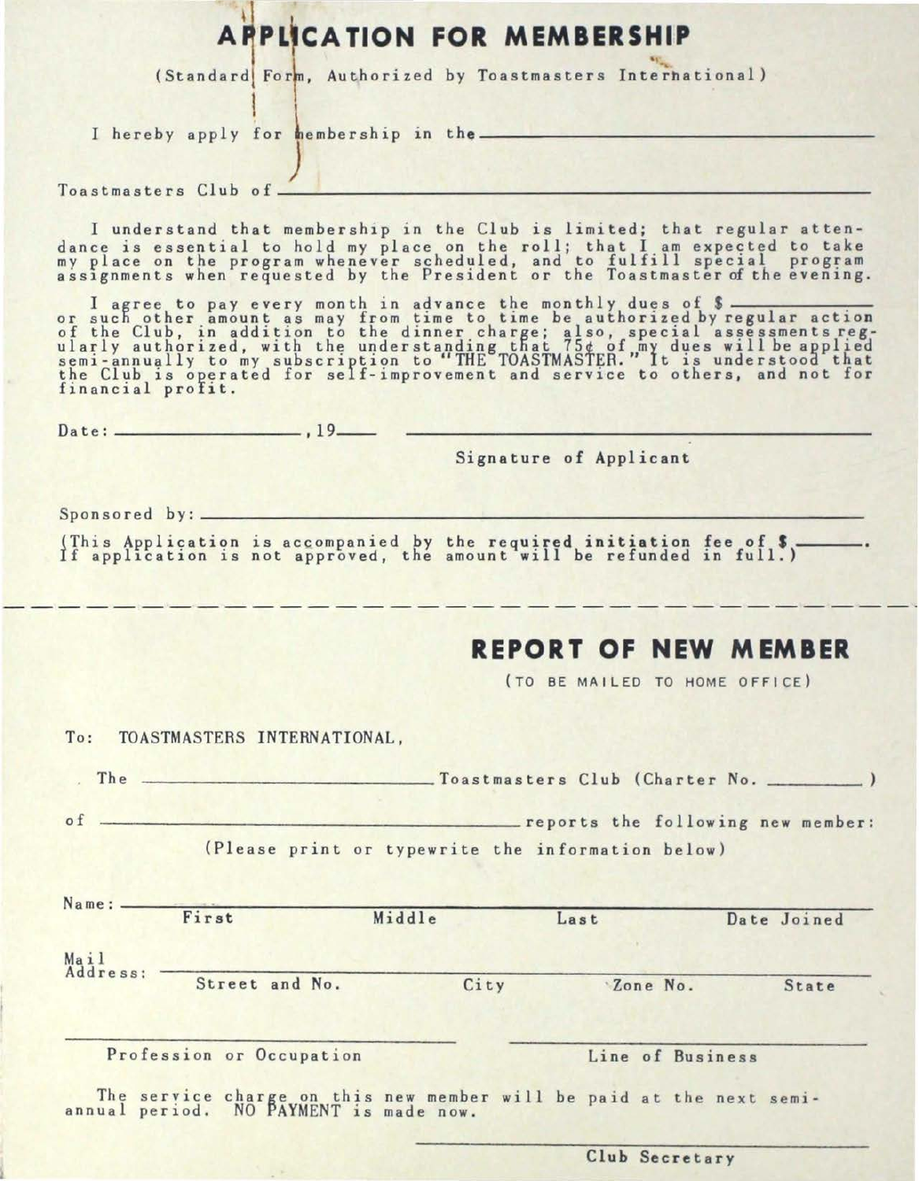# APPLICATION FOR MEMBERSHIP

(Standard Form, Authorized by Toastmasters International)

I hereby apply for membership in the \_\_\_\_\_\_\_\_\_\_\_\_\_\_\_\_\_\_\_\_\_\_\_\_\_\_\_\_\_\_\_\_\_\_\_\_\_\_\_\_

Toastmasters Club of \_\_\_\_\_\_\_\_\_\_\_\_\_\_\_\_\_\_\_\_\_\_\_\_\_\_\_\_\_\_\_\_\_\_\_\_\_\_\_\_\_\_\_\_\_\_\_\_

I understand that membership in the Club is limited; that regular attendance is essential to hold my place on the roll; that I am expected to take my place on the program whenever scheduled, and to fulfill special program assignments when requested by the President or the Toastmaster of the evening.

I agree to pay every month in advance the monthly dues of $ \_\_\_\_\_\_\_\_\_\_\_\_\_\_\_\_ or such other amount as may from time to time be authorized by regular action of the Club, in addition to the dinner charge; also, special assessments regularly authorized, with the understanding that 75¢ of my dues will be applied semi-annually to my subscription to "THE TOASTMASTER." It is understood that the Club is operated for self-improvement and service to others, and not for financial profit.

Date: \_\_\_\_\_\_\_\_\_\_\_\_\_\_\_\_\_\_, 19\_\_\_\_ \_\_\_\_\_\_\_\_\_\_\_\_\_\_\_\_\_\_\_\_\_\_\_\_\_\_\_\_\_\_\_\_\_\_\_\_\_\_

Signature of Applicant

Sponsored by: \_\_\_\_\_\_\_\_\_\_\_\_\_\_\_\_\_\_\_\_\_\_\_\_\_\_\_\_\_\_\_\_\_\_\_\_\_\_\_\_\_\_\_\_\_\_\_\_\_\_\_\_\_\_\_\_

(This Application is accompanied by the required initiation fee of $ \_\_\_\_\_\_\_\_. If application is not approved, the amount will be refunded in full.)

---

## REPORT OF NEW MEMBER

(TO BE MAILED TO HOME OFFICE)

To: TOASTMASTERS INTERNATIONAL,

The \_\_\_\_\_\_\_\_\_\_\_\_\_\_\_\_\_\_\_\_\_\_\_\_\_\_\_\_\_\_ Toastmasters Club (Charter No. \_\_\_\_\_\_\_\_\_\_ )

of \_\_\_\_\_\_\_\_\_\_\_\_\_\_\_\_\_\_\_\_\_\_\_\_\_\_\_\_\_\_\_\_\_\_\_\_\_\_\_\_ reports the following new member:

(Please print or typewrite the information below)

Name: \_\_\_\_\_\_\_\_\_\_\_\_\_\_\_\_\_\_\_\_\_\_\_\_\_\_\_\_\_\_\_\_\_\_\_\_\_\_\_\_\_\_\_\_\_\_\_\_\_\_\_\_\_\_\_\_\_\_\_\_
First Middle Last Date Joined

Mail Address: \_\_\_\_\_\_\_\_\_\_\_\_\_\_\_\_\_\_\_\_\_\_\_\_\_\_\_\_\_\_\_\_\_\_\_\_\_\_\_\_\_\_\_\_\_\_\_\_\_\_\_\_\_\_
Street and No. City Zone No. State

\_\_\_\_\_\_\_\_\_\_\_\_\_\_\_\_\_\_\_\_\_\_\_\_\_\_\_\_\_\_ \_\_\_\_\_\_\_\_\_\_\_\_\_\_\_\_\_\_\_\_\_\_\_\_\_\_\_\_\_\_
Profession or Occupation Line of Business

The service charge on this new member will be paid at the next semi-annual period. NO PAYMENT is made now.

\_\_\_\_\_\_\_\_\_\_\_\_\_\_\_\_\_\_\_\_\_\_\_\_\_\_\_\_\_\_
Club Secretary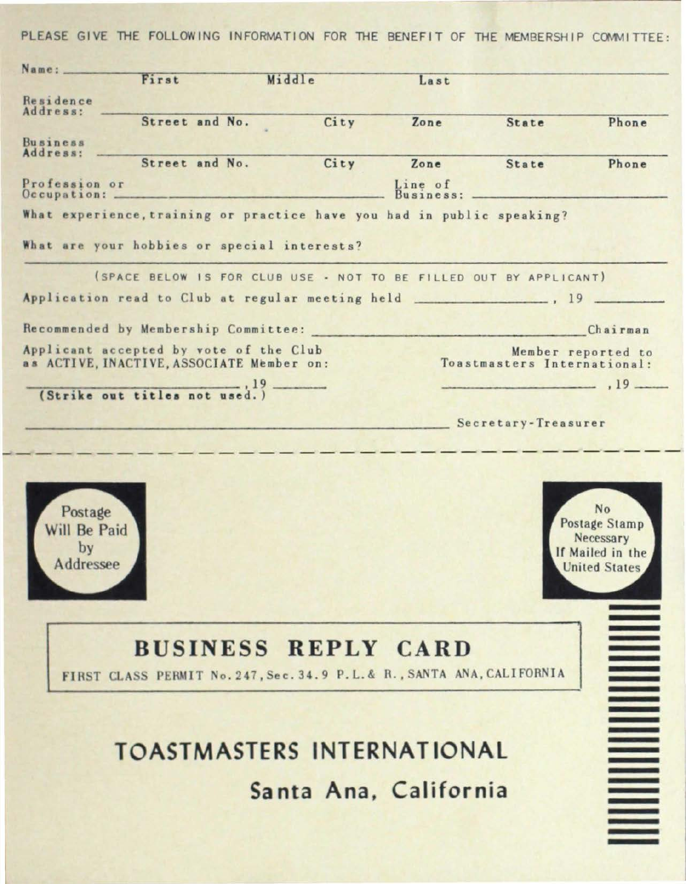PLEASE GIVE THE FOLLOWING INFORMATION FOR THE BENEFIT OF THE MEMBERSHIP COMMITTEE:

Name: ______________________________________________
First Middle Last

Residence Address: ______________________________________________
Street and No. City Zone State Phone

Business Address: ______________________________________________
Street and No. City Zone State Phone

Profession or Occupation: ______________________ Line of Business: ______________________

What experience, training or practice have you had in public speaking?

What are your hobbies or special interests?

(SPACE BELOW IS FOR CLUB USE - NOT TO BE FILLED OUT BY APPLICANT)

Application read to Club at regular meeting held ______________, 19 ______

Recommended by Membership Committee: ______________________ Chairman

Applicant accepted by vote of the Club as ACTIVE, INACTIVE, ASSOCIATE Member on:

______________, 19 ______
(Strike out titles not used.)

Member reported to Toastmasters International:

______________, 19 ______

______________________ Secretary-Treasurer

Postage Will Be Paid by Addressee

No Postage Stamp Necessary If Mailed in the United States

## BUSINESS REPLY CARD

FIRST CLASS PERMIT No. 247, Sec. 34.9 P.L. & R., SANTA ANA, CALIFORNIA

# TOASTMASTERS INTERNATIONAL

## Santa Ana, California